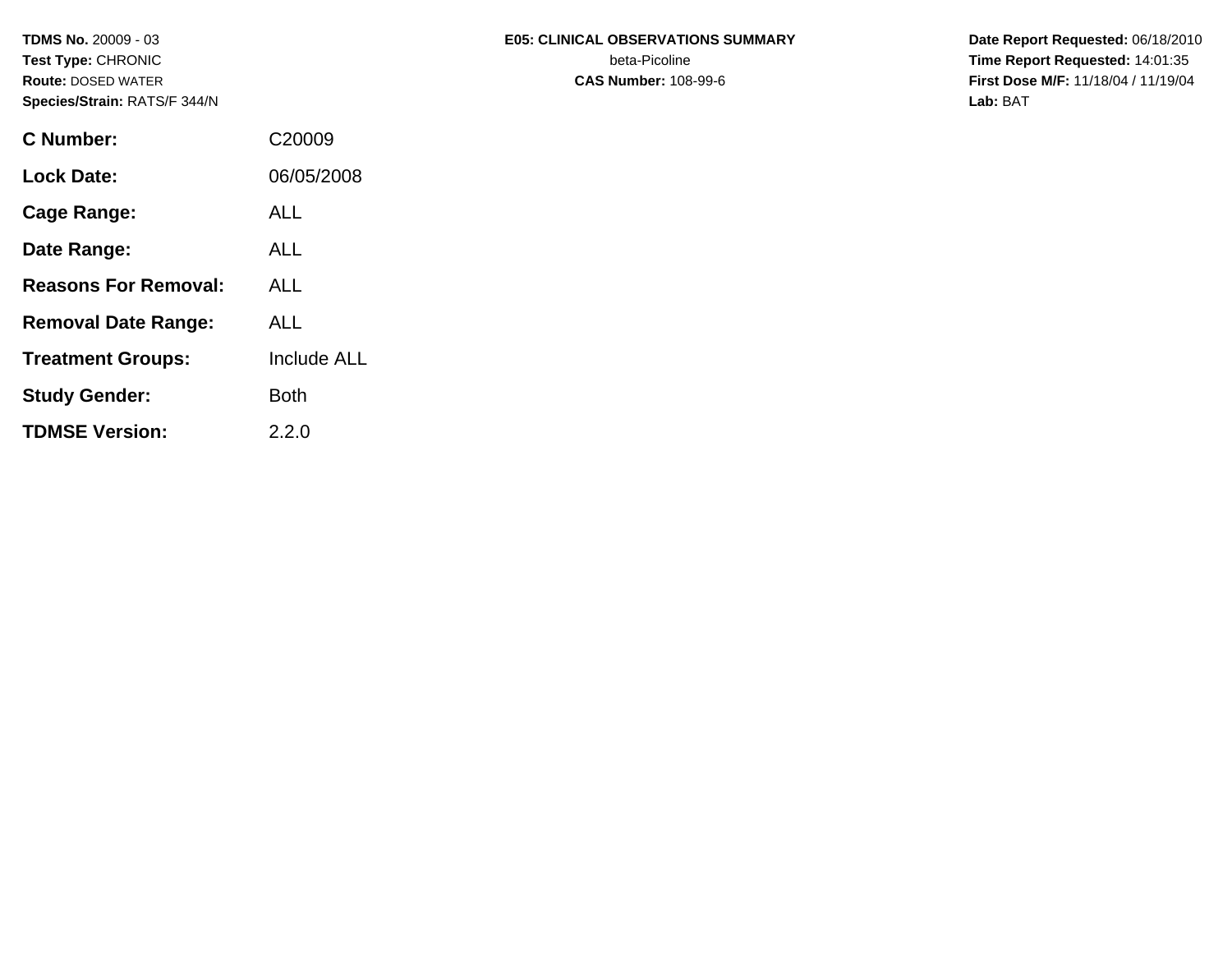**TDMS No.** 20009 - 03
**Test Type:** CHRONIC
**Route:** DOSED WATER
**Species/Strain:** RATS/F 344/N

**E05: CLINICAL OBSERVATIONS SUMMARY**
beta-Picoline
**CAS Number:** 108-99-6

**Date Report Requested:** 06/18/2010
**Time Report Requested:** 14:01:35
**First Dose M/F:** 11/18/04 / 11/19/04
**Lab:** BAT

| | |
|---|---|
| **C Number:** | C20009 |
| **Lock Date:** | 06/05/2008 |
| **Cage Range:** | ALL |
| **Date Range:** | ALL |
| **Reasons For Removal:** | ALL |
| **Removal Date Range:** | ALL |
| **Treatment Groups:** | Include ALL |
| **Study Gender:** | Both |
| **TDMSE Version:** | 2.2.0 |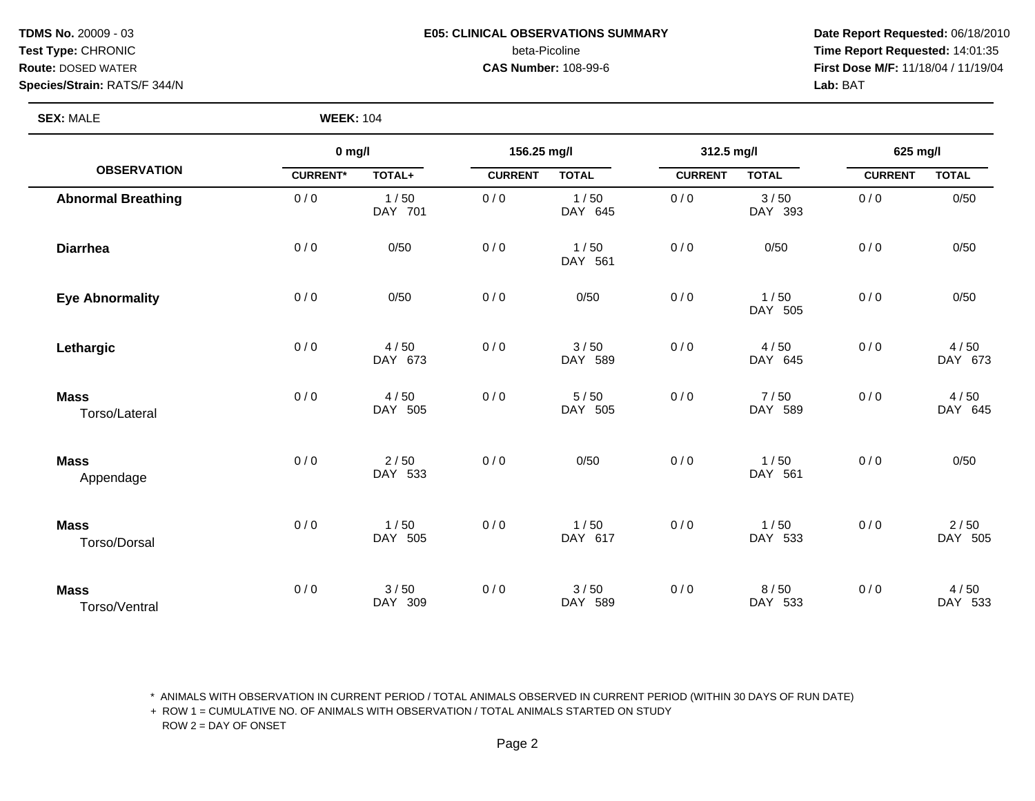**TDMS No.** 20009 - 03
**Test Type:** CHRONIC
**Route:** DOSED WATER
**Species/Strain:** RATS/F 344/N

**E05: CLINICAL OBSERVATIONS SUMMARY**
beta-Picoline
**CAS Number:** 108-99-6

**Date Report Requested:** 06/18/2010
**Time Report Requested:** 14:01:35
**First Dose M/F:** 11/18/04 / 11/19/04
**Lab:** BAT

**SEX:** MALE **WEEK:** 104

| OBSERVATION | 0 mg/l | | 156.25 mg/l | | 312.5 mg/l | | 625 mg/l | |
|---|---|---|---|---|---|---|---|---|
| | CURRENT* | TOTAL+ | CURRENT | TOTAL | CURRENT | TOTAL | CURRENT | TOTAL |
| **Abnormal Breathing** | 0 / 0 | 1 / 50<br>DAY 701 | 0 / 0 | 1 / 50<br>DAY 645 | 0 / 0 | 3 / 50<br>DAY 393 | 0 / 0 | 0/50 |
| **Diarrhea** | 0 / 0 | 0/50 | 0 / 0 | 1 / 50<br>DAY 561 | 0 / 0 | 0/50 | 0 / 0 | 0/50 |
| **Eye Abnormality** | 0 / 0 | 0/50 | 0 / 0 | 0/50 | 0 / 0 | 1 / 50<br>DAY 505 | 0 / 0 | 0/50 |
| **Lethargic** | 0 / 0 | 4 / 50<br>DAY 673 | 0 / 0 | 3 / 50<br>DAY 589 | 0 / 0 | 4 / 50<br>DAY 645 | 0 / 0 | 4 / 50<br>DAY 673 |
| **Mass**<br>Torso/Lateral | 0 / 0 | 4 / 50<br>DAY 505 | 0 / 0 | 5 / 50<br>DAY 505 | 0 / 0 | 7 / 50<br>DAY 589 | 0 / 0 | 4 / 50<br>DAY 645 |
| **Mass**<br>Appendage | 0 / 0 | 2 / 50<br>DAY 533 | 0 / 0 | 0/50 | 0 / 0 | 1 / 50<br>DAY 561 | 0 / 0 | 0/50 |
| **Mass**<br>Torso/Dorsal | 0 / 0 | 1 / 50<br>DAY 505 | 0 / 0 | 1 / 50<br>DAY 617 | 0 / 0 | 1 / 50<br>DAY 533 | 0 / 0 | 2 / 50<br>DAY 505 |
| **Mass**<br>Torso/Ventral | 0 / 0 | 3 / 50<br>DAY 309 | 0 / 0 | 3 / 50<br>DAY 589 | 0 / 0 | 8 / 50<br>DAY 533 | 0 / 0 | 4 / 50<br>DAY 533 |

\* ANIMALS WITH OBSERVATION IN CURRENT PERIOD / TOTAL ANIMALS OBSERVED IN CURRENT PERIOD (WITHIN 30 DAYS OF RUN DATE)
\+ ROW 1 = CUMULATIVE NO. OF ANIMALS WITH OBSERVATION / TOTAL ANIMALS STARTED ON STUDY
ROW 2 = DAY OF ONSET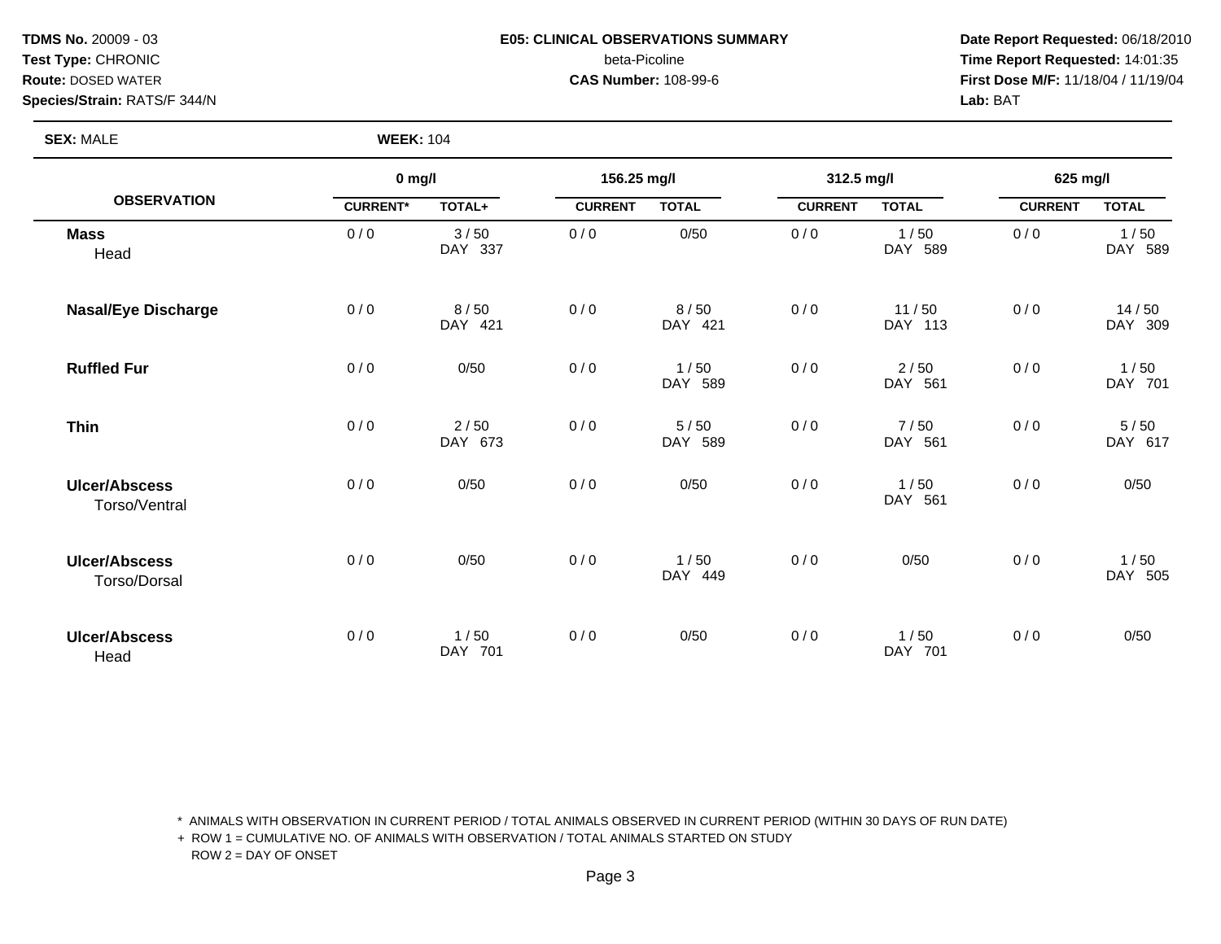**TDMS No.** 20009 - 03
**Test Type:** CHRONIC
**Route:** DOSED WATER
**Species/Strain:** RATS/F 344/N

**E05: CLINICAL OBSERVATIONS SUMMARY**
beta-Picoline
**CAS Number:** 108-99-6

**Date Report Requested:** 06/18/2010
**Time Report Requested:** 14:01:35
**First Dose M/F:** 11/18/04 / 11/19/04
**Lab:** BAT

**SEX:** MALE **WEEK:** 104

| OBSERVATION | 0 mg/l | | 156.25 mg/l | | 312.5 mg/l | | 625 mg/l | |
|---|---|---|---|---|---|---|---|---|
| | CURRENT* | TOTAL+ | CURRENT | TOTAL | CURRENT | TOTAL | CURRENT | TOTAL |
| **Mass** Head | 0 / 0 | 3 / 50 DAY 337 | 0 / 0 | 0/50 | 0 / 0 | 1 / 50 DAY 589 | 0 / 0 | 1 / 50 DAY 589 |
| **Nasal/Eye Discharge** | 0 / 0 | 8 / 50 DAY 421 | 0 / 0 | 8 / 50 DAY 421 | 0 / 0 | 11 / 50 DAY 113 | 0 / 0 | 14 / 50 DAY 309 |
| **Ruffled Fur** | 0 / 0 | 0/50 | 0 / 0 | 1 / 50 DAY 589 | 0 / 0 | 2 / 50 DAY 561 | 0 / 0 | 1 / 50 DAY 701 |
| **Thin** | 0 / 0 | 2 / 50 DAY 673 | 0 / 0 | 5 / 50 DAY 589 | 0 / 0 | 7 / 50 DAY 561 | 0 / 0 | 5 / 50 DAY 617 |
| **Ulcer/Abscess** Torso/Ventral | 0 / 0 | 0/50 | 0 / 0 | 0/50 | 0 / 0 | 1 / 50 DAY 561 | 0 / 0 | 0/50 |
| **Ulcer/Abscess** Torso/Dorsal | 0 / 0 | 0/50 | 0 / 0 | 1 / 50 DAY 449 | 0 / 0 | 0/50 | 0 / 0 | 1 / 50 DAY 505 |
| **Ulcer/Abscess** Head | 0 / 0 | 1 / 50 DAY 701 | 0 / 0 | 0/50 | 0 / 0 | 1 / 50 DAY 701 | 0 / 0 | 0/50 |

\* ANIMALS WITH OBSERVATION IN CURRENT PERIOD / TOTAL ANIMALS OBSERVED IN CURRENT PERIOD (WITHIN 30 DAYS OF RUN DATE)
\+ ROW 1 = CUMULATIVE NO. OF ANIMALS WITH OBSERVATION / TOTAL ANIMALS STARTED ON STUDY
ROW 2 = DAY OF ONSET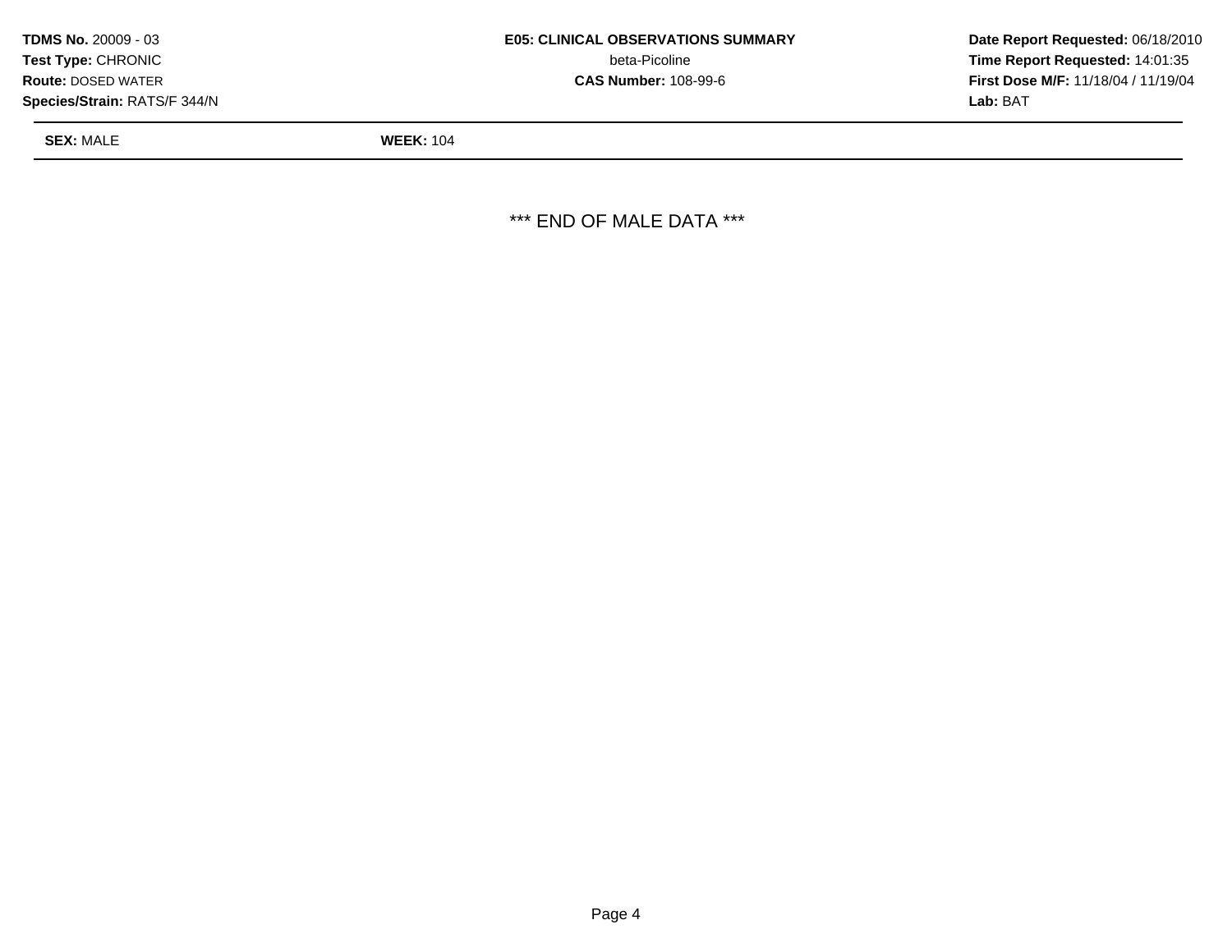**TDMS No.** 20009 - 03
**Test Type:** CHRONIC
**Route:** DOSED WATER
**Species/Strain:** RATS/F 344/N

**E05: CLINICAL OBSERVATIONS SUMMARY**
beta-Picoline
**CAS Number:** 108-99-6

**Date Report Requested:** 06/18/2010
**Time Report Requested:** 14:01:35
**First Dose M/F:** 11/18/04 / 11/19/04
**Lab:** BAT

**SEX:** MALE **WEEK:** 104

*** END OF MALE DATA ***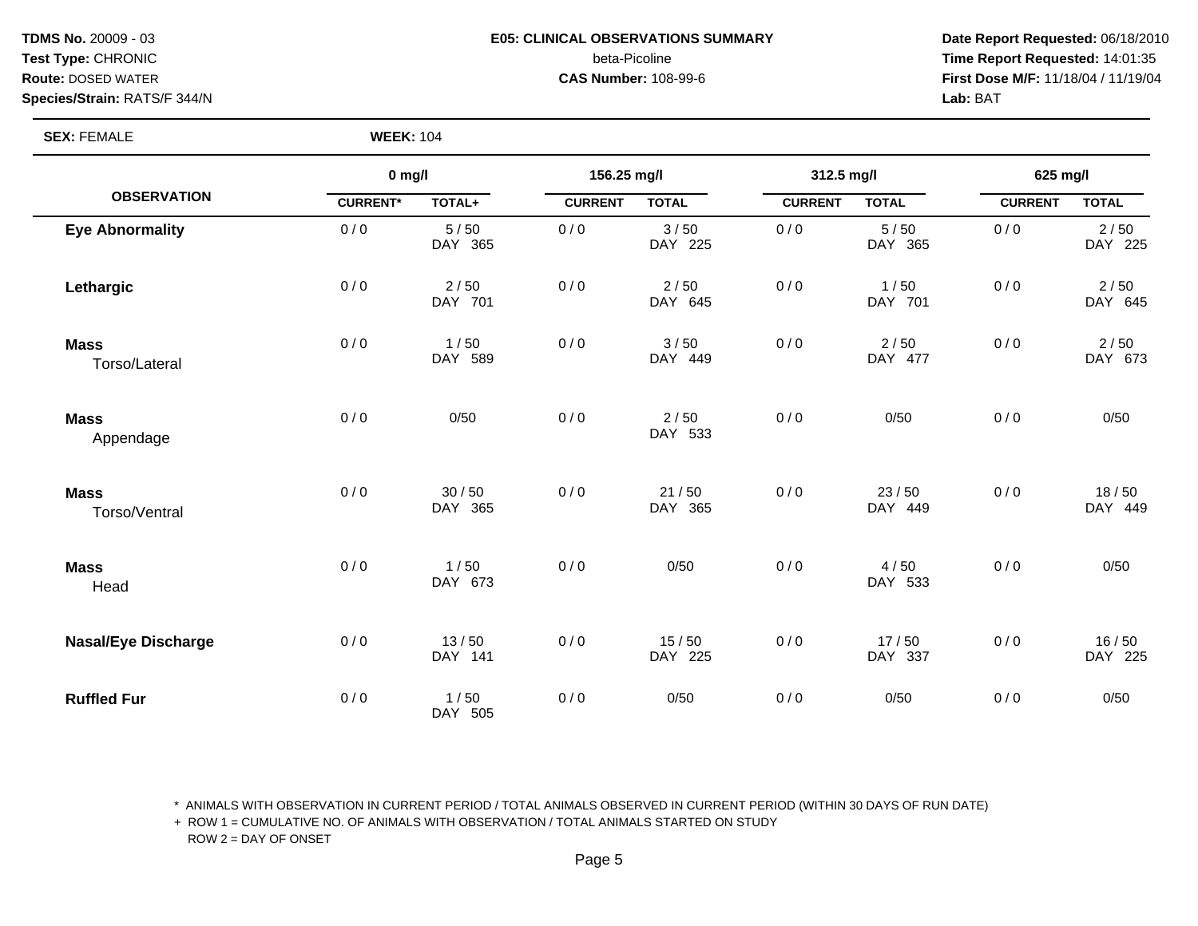**TDMS No.** 20009 - 03
**Test Type:** CHRONIC
**Route:** DOSED WATER
**Species/Strain:** RATS/F 344/N

**E05: CLINICAL OBSERVATIONS SUMMARY**
beta-Picoline
**CAS Number:** 108-99-6

**Date Report Requested:** 06/18/2010
**Time Report Requested:** 14:01:35
**First Dose M/F:** 11/18/04 / 11/19/04
**Lab:** BAT

**SEX:** FEMALE **WEEK:** 104

| OBSERVATION | 0 mg/l | | 156.25 mg/l | | 312.5 mg/l | | 625 mg/l | |
|---|---|---|---|---|---|---|---|---|
| | CURRENT* | TOTAL+ | CURRENT | TOTAL | CURRENT | TOTAL | CURRENT | TOTAL |
| **Eye Abnormality** | 0 / 0 | 5 / 50 DAY 365 | 0 / 0 | 3 / 50 DAY 225 | 0 / 0 | 5 / 50 DAY 365 | 0 / 0 | 2 / 50 DAY 225 |
| **Lethargic** | 0 / 0 | 2 / 50 DAY 701 | 0 / 0 | 2 / 50 DAY 645 | 0 / 0 | 1 / 50 DAY 701 | 0 / 0 | 2 / 50 DAY 645 |
| **Mass** Torso/Lateral | 0 / 0 | 1 / 50 DAY 589 | 0 / 0 | 3 / 50 DAY 449 | 0 / 0 | 2 / 50 DAY 477 | 0 / 0 | 2 / 50 DAY 673 |
| **Mass** Appendage | 0 / 0 | 0/50 | 0 / 0 | 2 / 50 DAY 533 | 0 / 0 | 0/50 | 0 / 0 | 0/50 |
| **Mass** Torso/Ventral | 0 / 0 | 30 / 50 DAY 365 | 0 / 0 | 21 / 50 DAY 365 | 0 / 0 | 23 / 50 DAY 449 | 0 / 0 | 18 / 50 DAY 449 |
| **Mass** Head | 0 / 0 | 1 / 50 DAY 673 | 0 / 0 | 0/50 | 0 / 0 | 4 / 50 DAY 533 | 0 / 0 | 0/50 |
| **Nasal/Eye Discharge** | 0 / 0 | 13 / 50 DAY 141 | 0 / 0 | 15 / 50 DAY 225 | 0 / 0 | 17 / 50 DAY 337 | 0 / 0 | 16 / 50 DAY 225 |
| **Ruffled Fur** | 0 / 0 | 1 / 50 DAY 505 | 0 / 0 | 0/50 | 0 / 0 | 0/50 | 0 / 0 | 0/50 |

\* ANIMALS WITH OBSERVATION IN CURRENT PERIOD / TOTAL ANIMALS OBSERVED IN CURRENT PERIOD (WITHIN 30 DAYS OF RUN DATE)
\+ ROW 1 = CUMULATIVE NO. OF ANIMALS WITH OBSERVATION / TOTAL ANIMALS STARTED ON STUDY
ROW 2 = DAY OF ONSET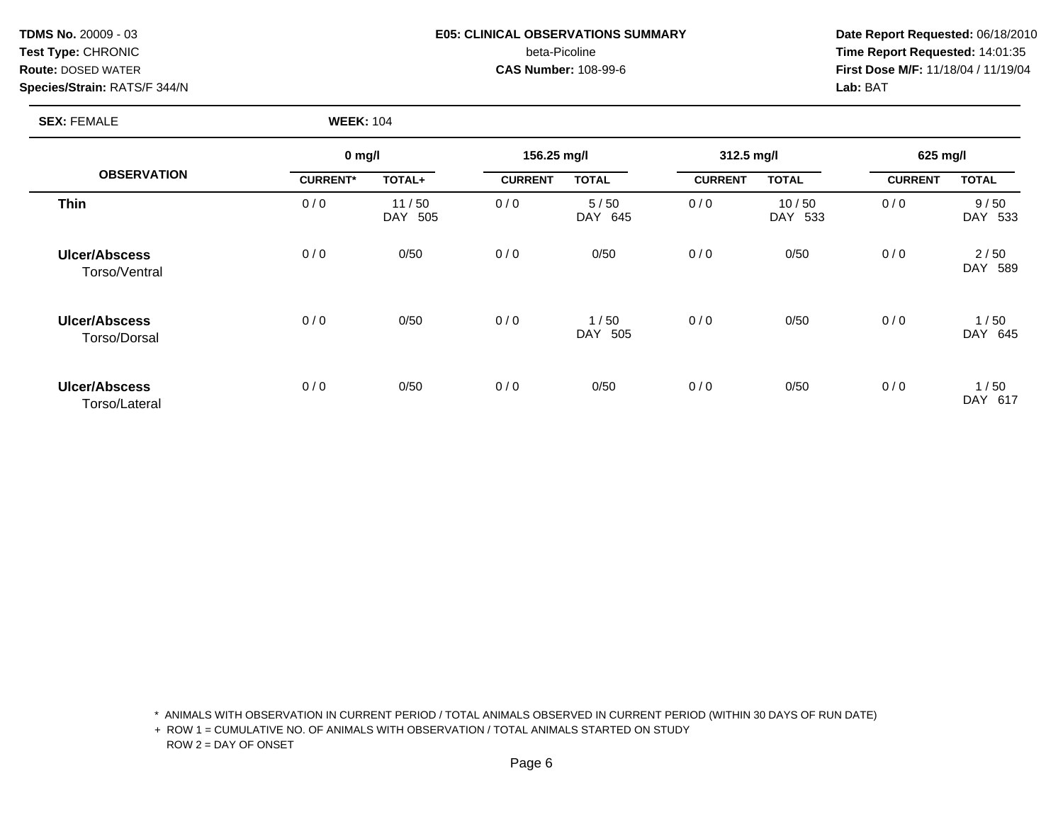**TDMS No.** 20009 - 03
**Test Type:** CHRONIC
**Route:** DOSED WATER
**Species/Strain:** RATS/F 344/N

**E05: CLINICAL OBSERVATIONS SUMMARY**
beta-Picoline
**CAS Number:** 108-99-6

**Date Report Requested:** 06/18/2010
**Time Report Requested:** 14:01:35
**First Dose M/F:** 11/18/04 / 11/19/04
**Lab:** BAT

**SEX:** FEMALE **WEEK:** 104

| OBSERVATION | 0 mg/l | | 156.25 mg/l | | 312.5 mg/l | | 625 mg/l | |
|---|---|---|---|---|---|---|---|---|
| | CURRENT* | TOTAL+ | CURRENT | TOTAL | CURRENT | TOTAL | CURRENT | TOTAL |
| **Thin** | 0 / 0 | 11 / 50<br>DAY 505 | 0 / 0 | 5 / 50<br>DAY 645 | 0 / 0 | 10 / 50<br>DAY 533 | 0 / 0 | 9 / 50<br>DAY 533 |
| **Ulcer/Abscess**<br>Torso/Ventral | 0 / 0 | 0/50 | 0 / 0 | 0/50 | 0 / 0 | 0/50 | 0 / 0 | 2 / 50<br>DAY 589 |
| **Ulcer/Abscess**<br>Torso/Dorsal | 0 / 0 | 0/50 | 0 / 0 | 1 / 50<br>DAY 505 | 0 / 0 | 0/50 | 0 / 0 | 1 / 50<br>DAY 645 |
| **Ulcer/Abscess**<br>Torso/Lateral | 0 / 0 | 0/50 | 0 / 0 | 0/50 | 0 / 0 | 0/50 | 0 / 0 | 1 / 50<br>DAY 617 |

\* ANIMALS WITH OBSERVATION IN CURRENT PERIOD / TOTAL ANIMALS OBSERVED IN CURRENT PERIOD (WITHIN 30 DAYS OF RUN DATE)
\+ ROW 1 = CUMULATIVE NO. OF ANIMALS WITH OBSERVATION / TOTAL ANIMALS STARTED ON STUDY
ROW 2 = DAY OF ONSET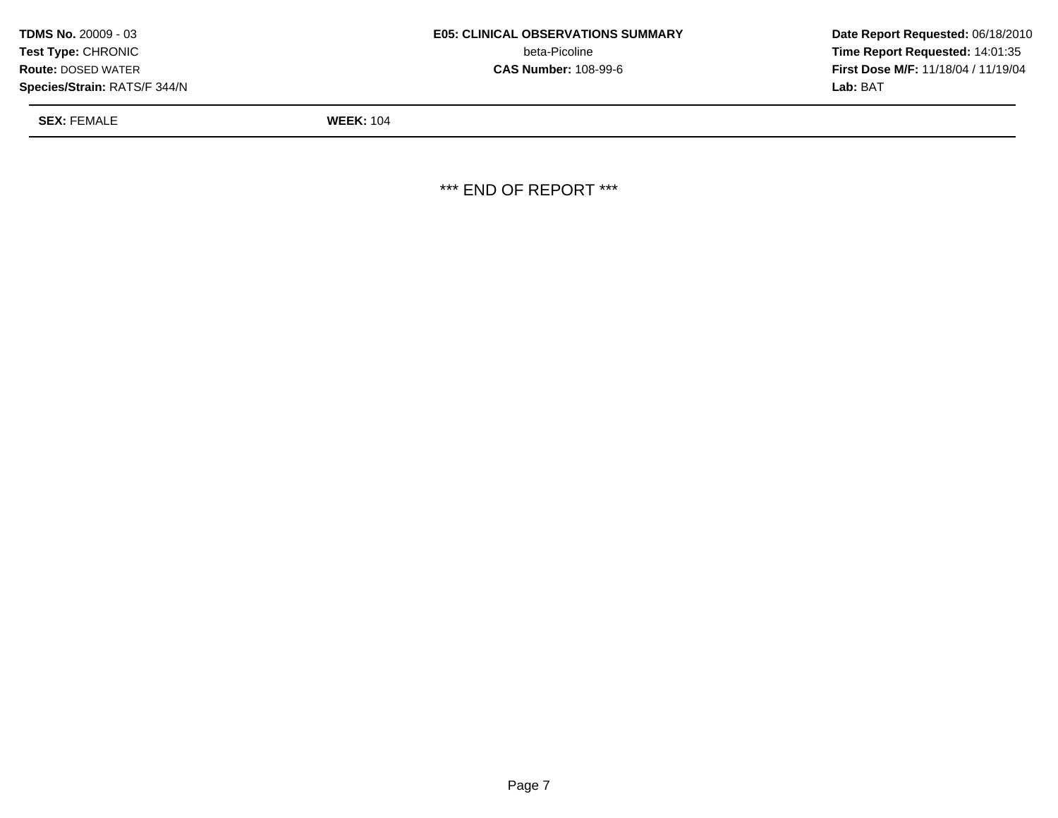**TDMS No.** 20009 - 03
**Test Type:** CHRONIC
**Route:** DOSED WATER
**Species/Strain:** RATS/F 344/N

**E05: CLINICAL OBSERVATIONS SUMMARY**
beta-Picoline
**CAS Number:** 108-99-6

**Date Report Requested:** 06/18/2010
**Time Report Requested:** 14:01:35
**First Dose M/F:** 11/18/04 / 11/19/04
**Lab:** BAT

**SEX:** FEMALE **WEEK:** 104

*** END OF REPORT ***